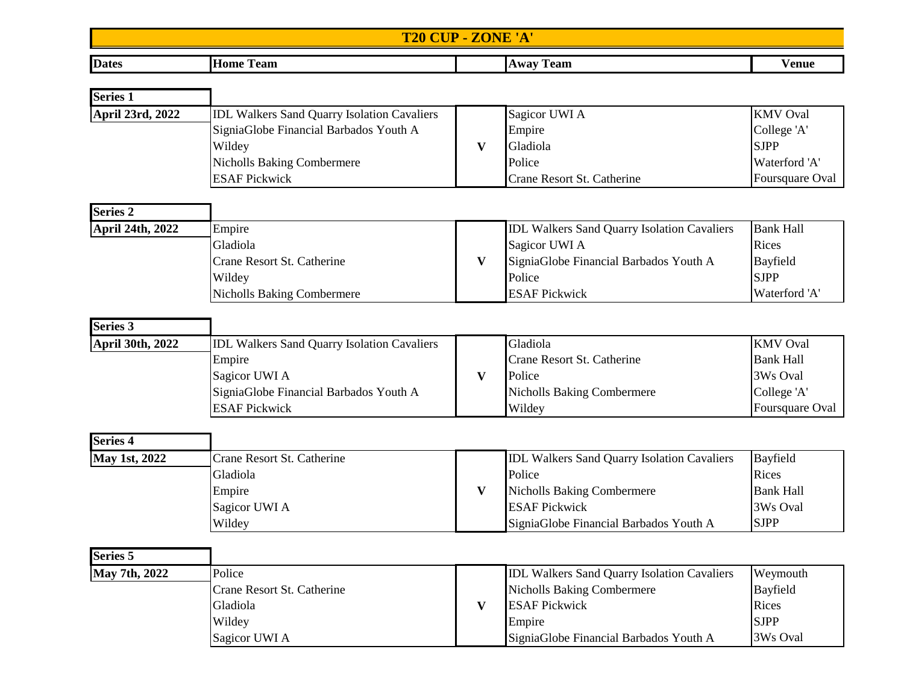# T20 CUP - ZONE 'A'

| Dates | Home Team | | Away Team | Venue |
|---|---|---|---|---|
| **Series 1** | | | | |
| **April 23rd, 2022** | IDL Walkers Sand Quarry Isolation Cavaliers | | Sagicor UWI A | KMV Oval |
| | SigniaGlobe Financial Barbados Youth A | | Empire | College 'A' |
| | Wildey | **V** | Gladiola | SJPP |
| | Nicholls Baking Combermere | | Police | Waterford 'A' |
| | ESAF Pickwick | | Crane Resort St. Catherine | Foursquare Oval |
| **Series 2** | | | | |
| **April 24th, 2022** | Empire | | IDL Walkers Sand Quarry Isolation Cavaliers | Bank Hall |
| | Gladiola | | Sagicor UWI A | Rices |
| | Crane Resort St. Catherine | **V** | SigniaGlobe Financial Barbados Youth A | Bayfield |
| | Wildey | | Police | SJPP |
| | Nicholls Baking Combermere | | ESAF Pickwick | Waterford 'A' |
| **Series 3** | | | | |
| **April 30th, 2022** | IDL Walkers Sand Quarry Isolation Cavaliers | | Gladiola | KMV Oval |
| | Empire | | Crane Resort St. Catherine | Bank Hall |
| | Sagicor UWI A | **V** | Police | 3Ws Oval |
| | SigniaGlobe Financial Barbados Youth A | | Nicholls Baking Combermere | College 'A' |
| | ESAF Pickwick | | Wildey | Foursquare Oval |
| **Series 4** | | | | |
| **May 1st, 2022** | Crane Resort St. Catherine | | IDL Walkers Sand Quarry Isolation Cavaliers | Bayfield |
| | Gladiola | | Police | Rices |
| | Empire | **V** | Nicholls Baking Combermere | Bank Hall |
| | Sagicor UWI A | | ESAF Pickwick | 3Ws Oval |
| | Wildey | | SigniaGlobe Financial Barbados Youth A | SJPP |
| **Series 5** | | | | |
| **May 7th, 2022** | Police | | IDL Walkers Sand Quarry Isolation Cavaliers | Weymouth |
| | Crane Resort St. Catherine | | Nicholls Baking Combermere | Bayfield |
| | Gladiola | **V** | ESAF Pickwick | Rices |
| | Wildey | | Empire | SJPP |
| | Sagicor UWI A | | SigniaGlobe Financial Barbados Youth A | 3Ws Oval |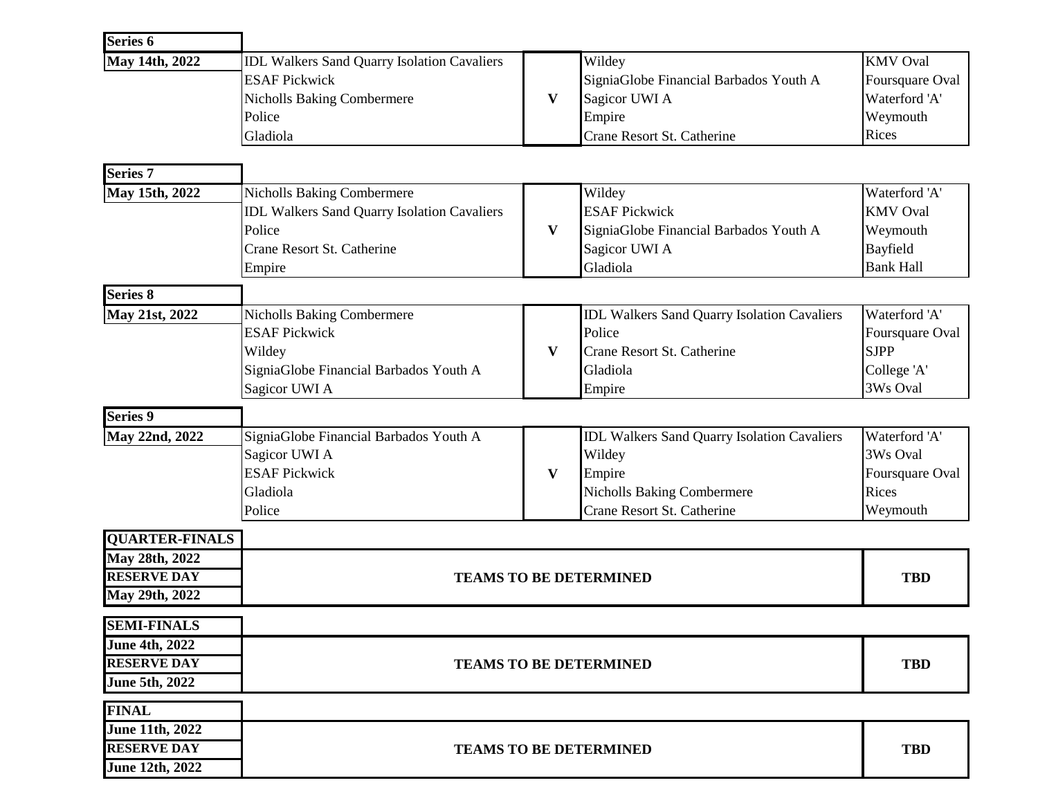| | | | | |
|---|---|---|---|---|
| **Series 6** | | | | |
| **May 14th, 2022** | IDL Walkers Sand Quarry Isolation Cavaliers | **V** | Wildey | KMV Oval |
| | ESAF Pickwick | **V** | SigniaGlobe Financial Barbados Youth A | Foursquare Oval |
| | Nicholls Baking Combermere | **V** | Sagicor UWI A | Waterford 'A' |
| | Police | **V** | Empire | Weymouth |
| | Gladiola | **V** | Crane Resort St. Catherine | Rices |
| **Series 7** | | | | |
| **May 15th, 2022** | Nicholls Baking Combermere | **V** | Wildey | Waterford 'A' |
| | IDL Walkers Sand Quarry Isolation Cavaliers | **V** | ESAF Pickwick | KMV Oval |
| | Police | **V** | SigniaGlobe Financial Barbados Youth A | Weymouth |
| | Crane Resort St. Catherine | **V** | Sagicor UWI A | Bayfield |
| | Empire | **V** | Gladiola | Bank Hall |
| **Series 8** | | | | |
| **May 21st, 2022** | Nicholls Baking Combermere | **V** | IDL Walkers Sand Quarry Isolation Cavaliers | Waterford 'A' |
| | ESAF Pickwick | **V** | Police | Foursquare Oval |
| | Wildey | **V** | Crane Resort St. Catherine | SJPP |
| | SigniaGlobe Financial Barbados Youth A | **V** | Gladiola | College 'A' |
| | Sagicor UWI A | **V** | Empire | 3Ws Oval |
| **Series 9** | | | | |
| **May 22nd, 2022** | SigniaGlobe Financial Barbados Youth A | **V** | IDL Walkers Sand Quarry Isolation Cavaliers | Waterford 'A' |
| | Sagicor UWI A | **V** | Wildey | 3Ws Oval |
| | ESAF Pickwick | **V** | Empire | Foursquare Oval |
| | Gladiola | **V** | Nicholls Baking Combermere | Rices |
| | Police | **V** | Crane Resort St. Catherine | Weymouth |
| **QUARTER-FINALS** | | | | |
| **May 28th, 2022** | **TEAMS TO BE DETERMINED** | | | **TBD** |
| **RESERVE DAY** | | | | |
| **May 29th, 2022** | | | | |
| **SEMI-FINALS** | | | | |
| **June 4th, 2022** | **TEAMS TO BE DETERMINED** | | | **TBD** |
| **RESERVE DAY** | | | | |
| **June 5th, 2022** | | | | |
| **FINAL** | | | | |
| **June 11th, 2022** | **TEAMS TO BE DETERMINED** | | | **TBD** |
| **RESERVE DAY** | | | | |
| **June 12th, 2022** | | | | |